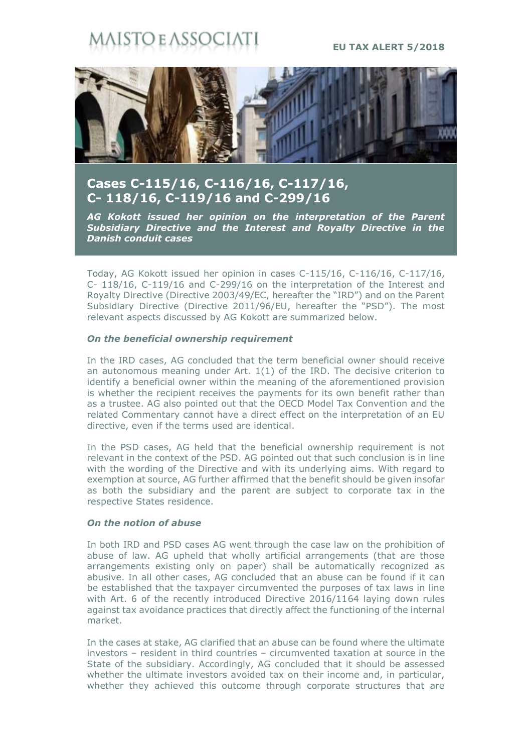MAISTO E ASSOCIATI

**EU TAX ALERT 5/2018**

# Cases C-115/16, C-116/16, C-117/16, C- 118/16, C-119/16 and C-299/16

***AG Kokott issued her opinion on the interpretation of the Parent Subsidiary Directive and the Interest and Royalty Directive in the Danish conduit cases***

Today, AG Kokott issued her opinion in cases C-115/16, C-116/16, C-117/16, C- 118/16, C-119/16 and C-299/16 on the interpretation of the Interest and Royalty Directive (Directive 2003/49/EC, hereafter the "IRD") and on the Parent Subsidiary Directive (Directive 2011/96/EU, hereafter the "PSD"). The most relevant aspects discussed by AG Kokott are summarized below.

### *On the beneficial ownership requirement*

In the IRD cases, AG concluded that the term beneficial owner should receive an autonomous meaning under Art. 1(1) of the IRD. The decisive criterion to identify a beneficial owner within the meaning of the aforementioned provision is whether the recipient receives the payments for its own benefit rather than as a trustee. AG also pointed out that the OECD Model Tax Convention and the related Commentary cannot have a direct effect on the interpretation of an EU directive, even if the terms used are identical.

In the PSD cases, AG held that the beneficial ownership requirement is not relevant in the context of the PSD. AG pointed out that such conclusion is in line with the wording of the Directive and with its underlying aims. With regard to exemption at source, AG further affirmed that the benefit should be given insofar as both the subsidiary and the parent are subject to corporate tax in the respective States residence.

### *On the notion of abuse*

In both IRD and PSD cases AG went through the case law on the prohibition of abuse of law. AG upheld that wholly artificial arrangements (that are those arrangements existing only on paper) shall be automatically recognized as abusive. In all other cases, AG concluded that an abuse can be found if it can be established that the taxpayer circumvented the purposes of tax laws in line with Art. 6 of the recently introduced Directive 2016/1164 laying down rules against tax avoidance practices that directly affect the functioning of the internal market.

In the cases at stake, AG clarified that an abuse can be found where the ultimate investors – resident in third countries – circumvented taxation at source in the State of the subsidiary. Accordingly, AG concluded that it should be assessed whether the ultimate investors avoided tax on their income and, in particular, whether they achieved this outcome through corporate structures that are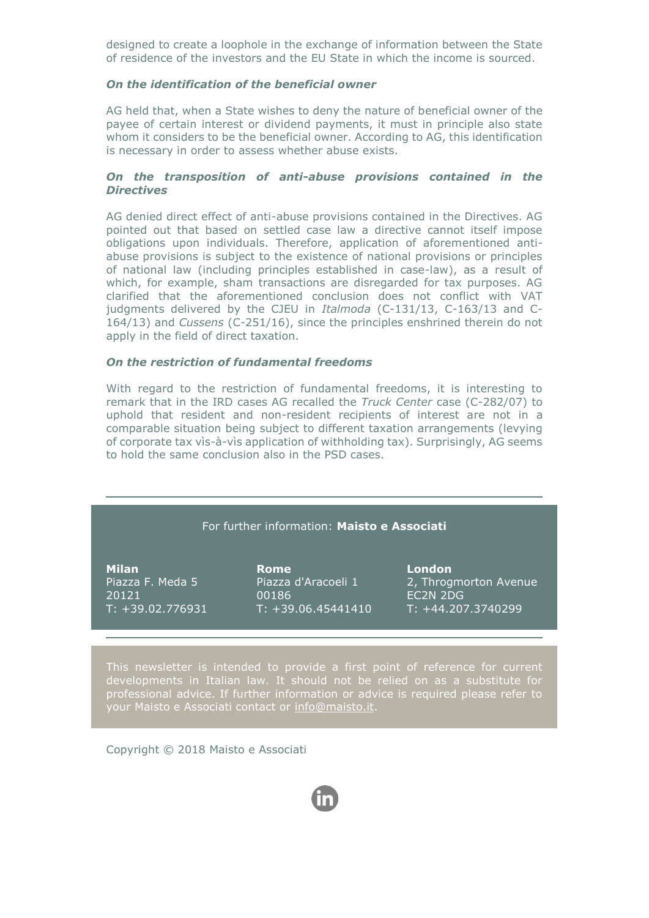designed to create a loophole in the exchange of information between the State of residence of the investors and the EU State in which the income is sourced.

***On the identification of the beneficial owner***

AG held that, when a State wishes to deny the nature of beneficial owner of the payee of certain interest or dividend payments, it must in principle also state whom it considers to be the beneficial owner. According to AG, this identification is necessary in order to assess whether abuse exists.

***On the transposition of anti-abuse provisions contained in the Directives***

AG denied direct effect of anti-abuse provisions contained in the Directives. AG pointed out that based on settled case law a directive cannot itself impose obligations upon individuals. Therefore, application of aforementioned anti-abuse provisions is subject to the existence of national provisions or principles of national law (including principles established in case-law), as a result of which, for example, sham transactions are disregarded for tax purposes. AG clarified that the aforementioned conclusion does not conflict with VAT judgments delivered by the CJEU in *Italmoda* (C-131/13, C-163/13 and C-164/13) and *Cussens* (C-251/16), since the principles enshrined therein do not apply in the field of direct taxation.

***On the restriction of fundamental freedoms***

With regard to the restriction of fundamental freedoms, it is interesting to remark that in the IRD cases AG recalled the *Truck Center* case (C-282/07) to uphold that resident and non-resident recipients of interest are not in a comparable situation being subject to different taxation arrangements (levying of corporate tax vìs-à-vìs application of withholding tax). Surprisingly, AG seems to hold the same conclusion also in the PSD cases.

---

For further information: **Maisto e Associati**

| **Milan** | **Rome** | **London** |
|---|---|---|
| Piazza F. Meda 5 | Piazza d'Aracoeli 1 | 2, Throgmorton Avenue |
| 20121 | 00186 | EC2N 2DG |
| T: +39.02.776931 | T: +39.06.45441410 | T: +44.207.3740299 |

---

This newsletter is intended to provide a first point of reference for current developments in Italian law. It should not be relied on as a substitute for professional advice. If further information or advice is required please refer to your Maisto e Associati contact or info@maisto.it.

Copyright © 2018 Maisto e Associati